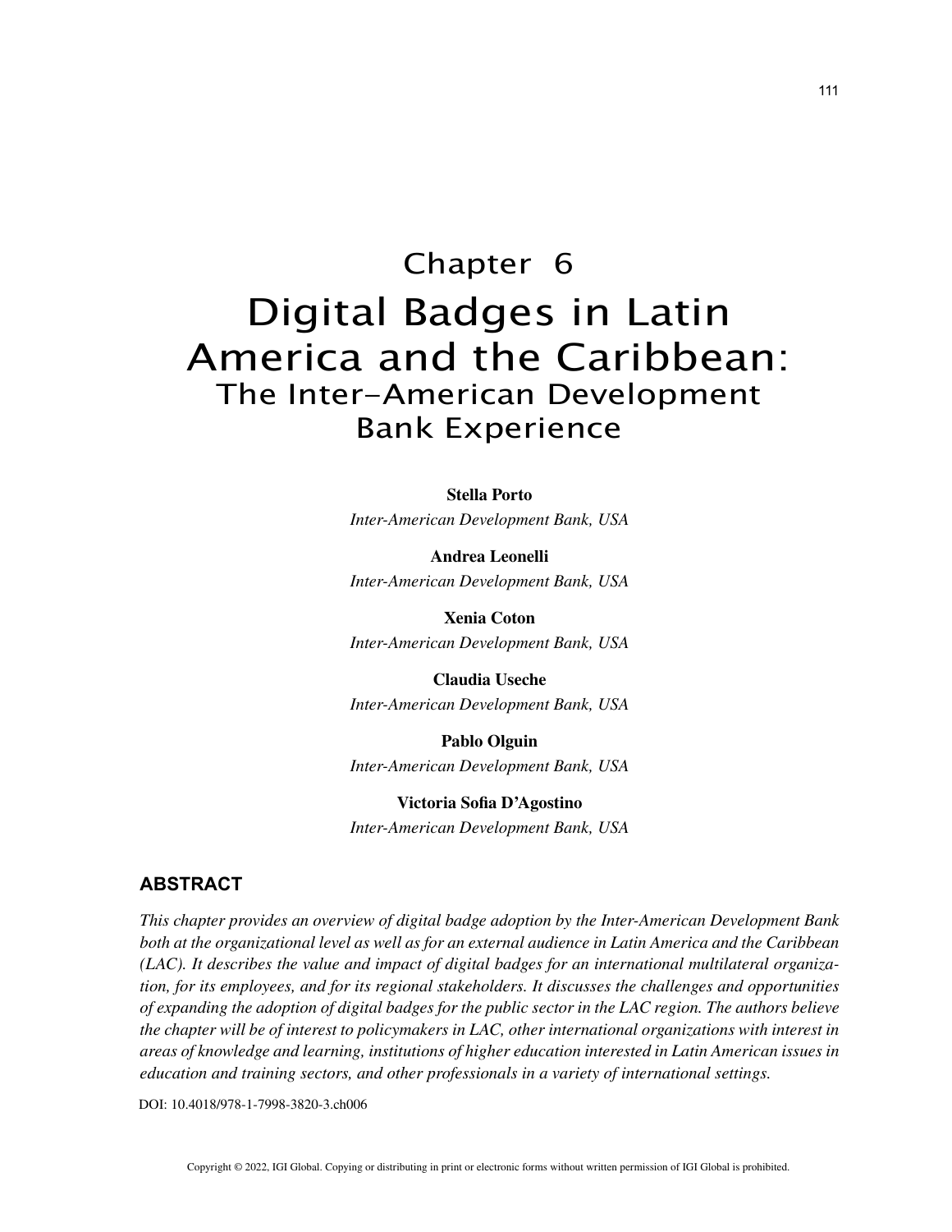# Chapter 6

# Digital Badges in Latin America and the Caribbean:
## The Inter-American Development Bank Experience

**Stella Porto**
*Inter-American Development Bank, USA*

**Andrea Leonelli**
*Inter-American Development Bank, USA*

**Xenia Coton**
*Inter-American Development Bank, USA*

**Claudia Useche**
*Inter-American Development Bank, USA*

**Pablo Olguin**
*Inter-American Development Bank, USA*

**Victoria Sofia D'Agostino**
*Inter-American Development Bank, USA*

## ABSTRACT

*This chapter provides an overview of digital badge adoption by the Inter-American Development Bank both at the organizational level as well as for an external audience in Latin America and the Caribbean (LAC). It describes the value and impact of digital badges for an international multilateral organization, for its employees, and for its regional stakeholders. It discusses the challenges and opportunities of expanding the adoption of digital badges for the public sector in the LAC region. The authors believe the chapter will be of interest to policymakers in LAC, other international organizations with interest in areas of knowledge and learning, institutions of higher education interested in Latin American issues in education and training sectors, and other professionals in a variety of international settings.*

DOI: 10.4018/978-1-7998-3820-3.ch006

Copyright © 2022, IGI Global. Copying or distributing in print or electronic forms without written permission of IGI Global is prohibited.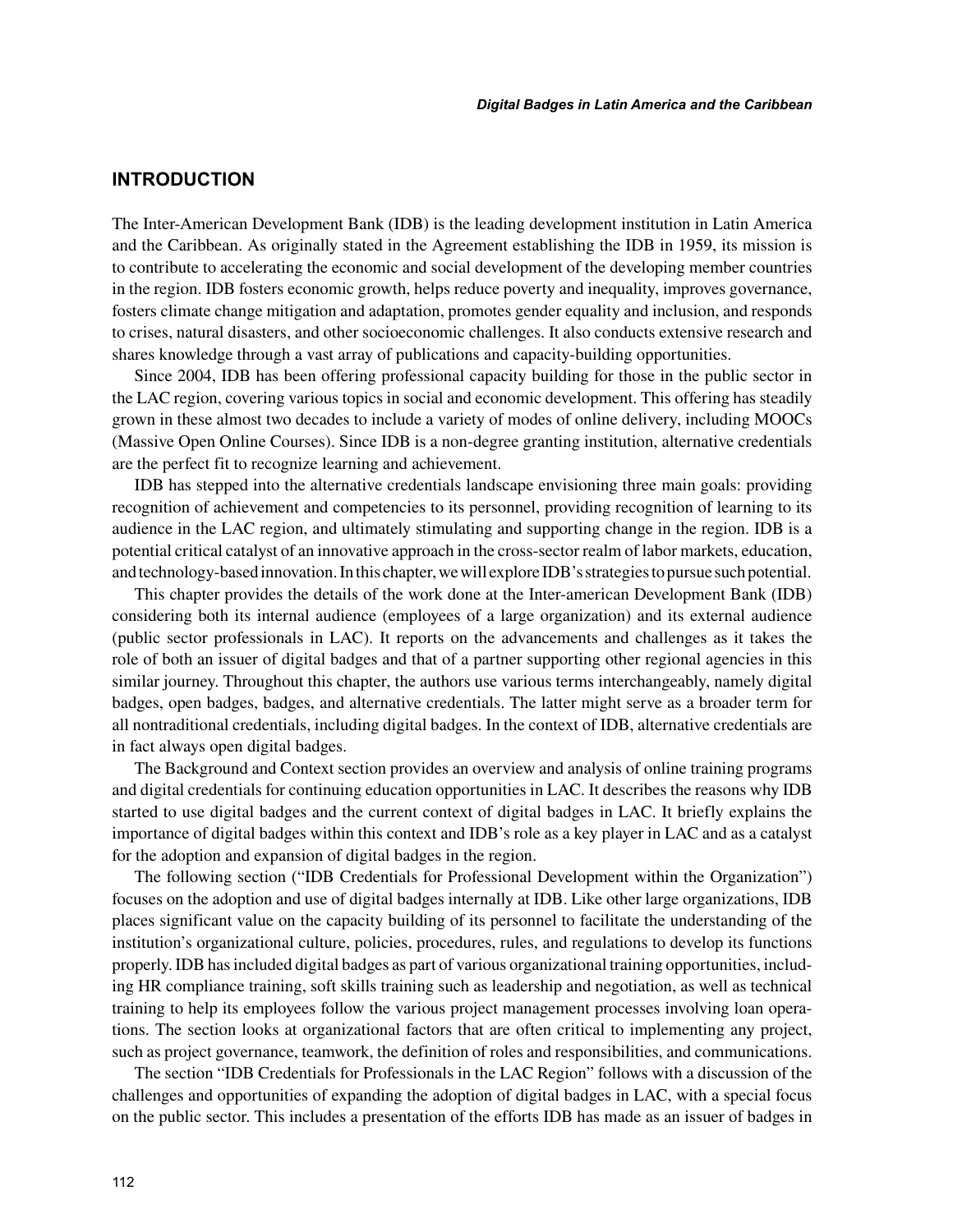## INTRODUCTION

The Inter-American Development Bank (IDB) is the leading development institution in Latin America and the Caribbean. As originally stated in the Agreement establishing the IDB in 1959, its mission is to contribute to accelerating the economic and social development of the developing member countries in the region. IDB fosters economic growth, helps reduce poverty and inequality, improves governance, fosters climate change mitigation and adaptation, promotes gender equality and inclusion, and responds to crises, natural disasters, and other socioeconomic challenges. It also conducts extensive research and shares knowledge through a vast array of publications and capacity-building opportunities.

Since 2004, IDB has been offering professional capacity building for those in the public sector in the LAC region, covering various topics in social and economic development. This offering has steadily grown in these almost two decades to include a variety of modes of online delivery, including MOOCs (Massive Open Online Courses). Since IDB is a non-degree granting institution, alternative credentials are the perfect fit to recognize learning and achievement.

IDB has stepped into the alternative credentials landscape envisioning three main goals: providing recognition of achievement and competencies to its personnel, providing recognition of learning to its audience in the LAC region, and ultimately stimulating and supporting change in the region. IDB is a potential critical catalyst of an innovative approach in the cross-sector realm of labor markets, education, and technology-based innovation. In this chapter, we will explore IDB's strategies to pursue such potential.

This chapter provides the details of the work done at the Inter-american Development Bank (IDB) considering both its internal audience (employees of a large organization) and its external audience (public sector professionals in LAC). It reports on the advancements and challenges as it takes the role of both an issuer of digital badges and that of a partner supporting other regional agencies in this similar journey. Throughout this chapter, the authors use various terms interchangeably, namely digital badges, open badges, badges, and alternative credentials. The latter might serve as a broader term for all nontraditional credentials, including digital badges. In the context of IDB, alternative credentials are in fact always open digital badges.

The Background and Context section provides an overview and analysis of online training programs and digital credentials for continuing education opportunities in LAC. It describes the reasons why IDB started to use digital badges and the current context of digital badges in LAC. It briefly explains the importance of digital badges within this context and IDB's role as a key player in LAC and as a catalyst for the adoption and expansion of digital badges in the region.

The following section ("IDB Credentials for Professional Development within the Organization") focuses on the adoption and use of digital badges internally at IDB. Like other large organizations, IDB places significant value on the capacity building of its personnel to facilitate the understanding of the institution's organizational culture, policies, procedures, rules, and regulations to develop its functions properly. IDB has included digital badges as part of various organizational training opportunities, including HR compliance training, soft skills training such as leadership and negotiation, as well as technical training to help its employees follow the various project management processes involving loan operations. The section looks at organizational factors that are often critical to implementing any project, such as project governance, teamwork, the definition of roles and responsibilities, and communications.

The section "IDB Credentials for Professionals in the LAC Region" follows with a discussion of the challenges and opportunities of expanding the adoption of digital badges in LAC, with a special focus on the public sector. This includes a presentation of the efforts IDB has made as an issuer of badges in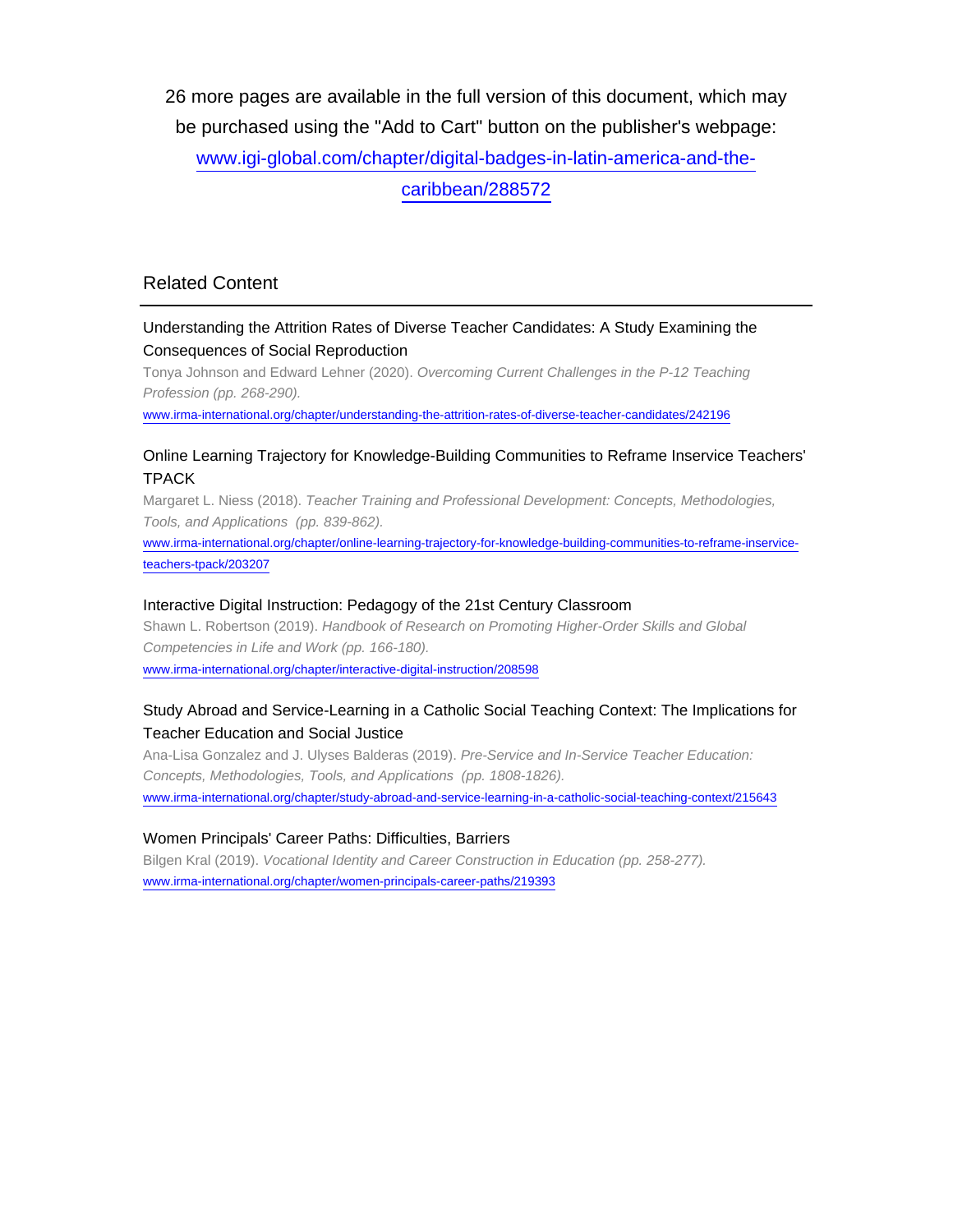26 more pages are available in the full version of this document, which may be purchased using the "Add to Cart" button on the publisher's webpage: www.igi-global.com/chapter/digital-badges-in-latin-america-and-the-caribbean/288572

## Related Content

**Understanding the Attrition Rates of Diverse Teacher Candidates: A Study Examining the Consequences of Social Reproduction**

Tonya Johnson and Edward Lehner (2020). *Overcoming Current Challenges in the P-12 Teaching Profession (pp. 268-290).*

www.irma-international.org/chapter/understanding-the-attrition-rates-of-diverse-teacher-candidates/242196

**Online Learning Trajectory for Knowledge-Building Communities to Reframe Inservice Teachers' TPACK**

Margaret L. Niess (2018). *Teacher Training and Professional Development: Concepts, Methodologies, Tools, and Applications (pp. 839-862).*

www.irma-international.org/chapter/online-learning-trajectory-for-knowledge-building-communities-to-reframe-inservice-teachers-tpack/203207

**Interactive Digital Instruction: Pedagogy of the 21st Century Classroom**

Shawn L. Robertson (2019). *Handbook of Research on Promoting Higher-Order Skills and Global Competencies in Life and Work (pp. 166-180).*

www.irma-international.org/chapter/interactive-digital-instruction/208598

**Study Abroad and Service-Learning in a Catholic Social Teaching Context: The Implications for Teacher Education and Social Justice**

Ana-Lisa Gonzalez and J. Ulyses Balderas (2019). *Pre-Service and In-Service Teacher Education: Concepts, Methodologies, Tools, and Applications (pp. 1808-1826).*

www.irma-international.org/chapter/study-abroad-and-service-learning-in-a-catholic-social-teaching-context/215643

**Women Principals' Career Paths: Difficulties, Barriers**

Bilgen Kral (2019). *Vocational Identity and Career Construction in Education (pp. 258-277).*

www.irma-international.org/chapter/women-principals-career-paths/219393